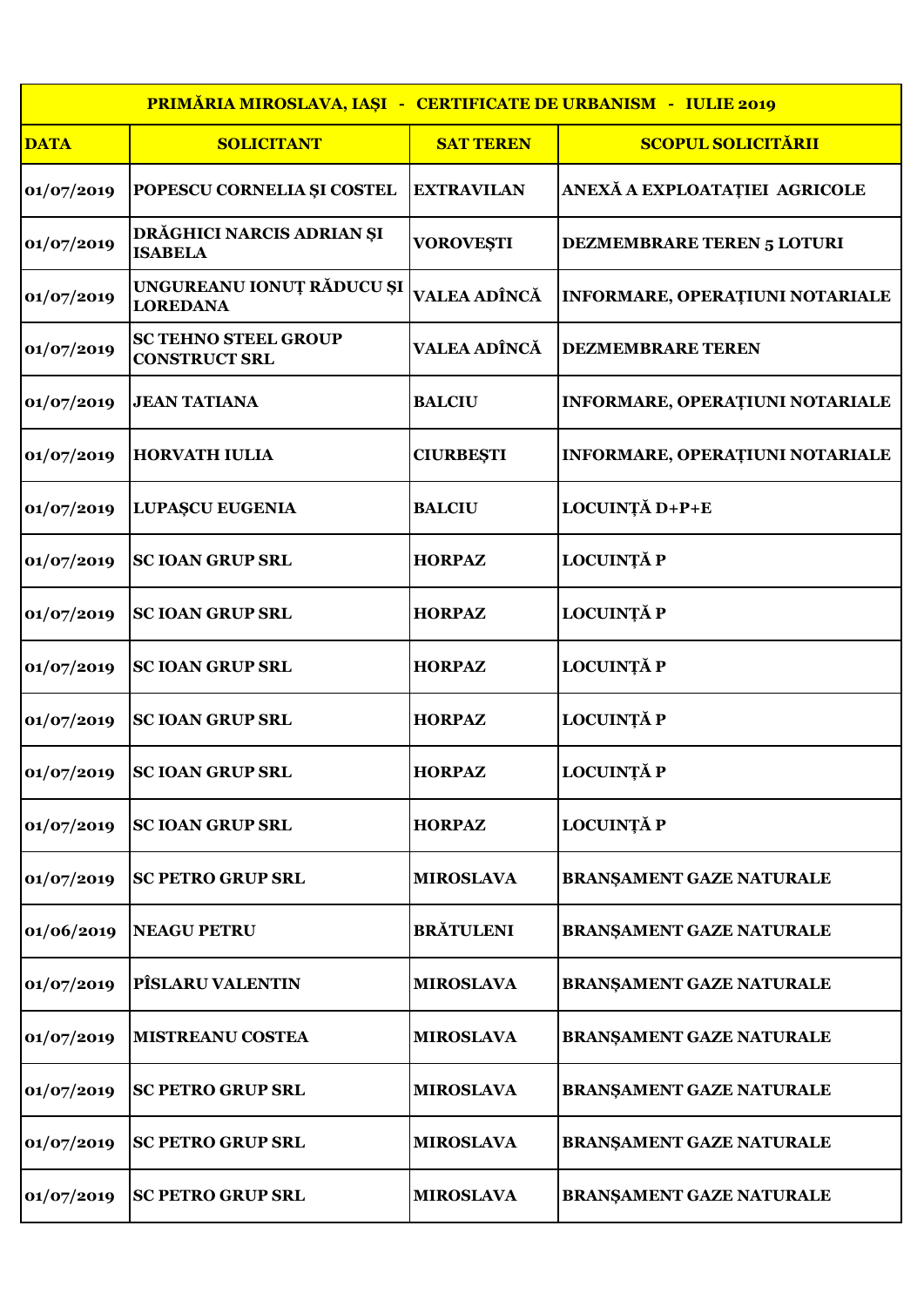| PRIMĂRIA MIROSLAVA, IAȘI - CERTIFICATE DE URBANISM - IULIE 2019 | | | |
|---|---|---|---|
| **DATA** | **SOLICITANT** | **SAT TEREN** | **SCOPUL SOLICITĂRII** |
| 01/07/2019 | POPESCU CORNELIA ȘI COSTEL | EXTRAVILAN | ANEXĂ A EXPLOATAȚIEI AGRICOLE |
| 01/07/2019 | DRĂGHICI NARCIS ADRIAN ȘI ISABELA | VOROVEȘTI | DEZMEMBRARE TEREN 5 LOTURI |
| 01/07/2019 | UNGUREANU IONUȚ RĂDUCU ȘI LOREDANA | VALEA ADÎNCĂ | INFORMARE, OPERAȚIUNI NOTARIALE |
| 01/07/2019 | SC TEHNO STEEL GROUP CONSTRUCT SRL | VALEA ADÎNCĂ | DEZMEMBRARE TEREN |
| 01/07/2019 | JEAN TATIANA | BALCIU | INFORMARE, OPERAȚIUNI NOTARIALE |
| 01/07/2019 | HORVATH IULIA | CIURBEȘTI | INFORMARE, OPERAȚIUNI NOTARIALE |
| 01/07/2019 | LUPAȘCU EUGENIA | BALCIU | LOCUINȚĂ D+P+E |
| 01/07/2019 | SC IOAN GRUP SRL | HORPAZ | LOCUINȚĂ P |
| 01/07/2019 | SC IOAN GRUP SRL | HORPAZ | LOCUINȚĂ P |
| 01/07/2019 | SC IOAN GRUP SRL | HORPAZ | LOCUINȚĂ P |
| 01/07/2019 | SC IOAN GRUP SRL | HORPAZ | LOCUINȚĂ P |
| 01/07/2019 | SC IOAN GRUP SRL | HORPAZ | LOCUINȚĂ P |
| 01/07/2019 | SC IOAN GRUP SRL | HORPAZ | LOCUINȚĂ P |
| 01/07/2019 | SC PETRO GRUP SRL | MIROSLAVA | BRANȘAMENT GAZE NATURALE |
| 01/06/2019 | NEAGU PETRU | BRĂTULENI | BRANȘAMENT GAZE NATURALE |
| 01/07/2019 | PÎSLARU VALENTIN | MIROSLAVA | BRANȘAMENT GAZE NATURALE |
| 01/07/2019 | MISTREANU COSTEA | MIROSLAVA | BRANȘAMENT GAZE NATURALE |
| 01/07/2019 | SC PETRO GRUP SRL | MIROSLAVA | BRANȘAMENT GAZE NATURALE |
| 01/07/2019 | SC PETRO GRUP SRL | MIROSLAVA | BRANȘAMENT GAZE NATURALE |
| 01/07/2019 | SC PETRO GRUP SRL | MIROSLAVA | BRANȘAMENT GAZE NATURALE |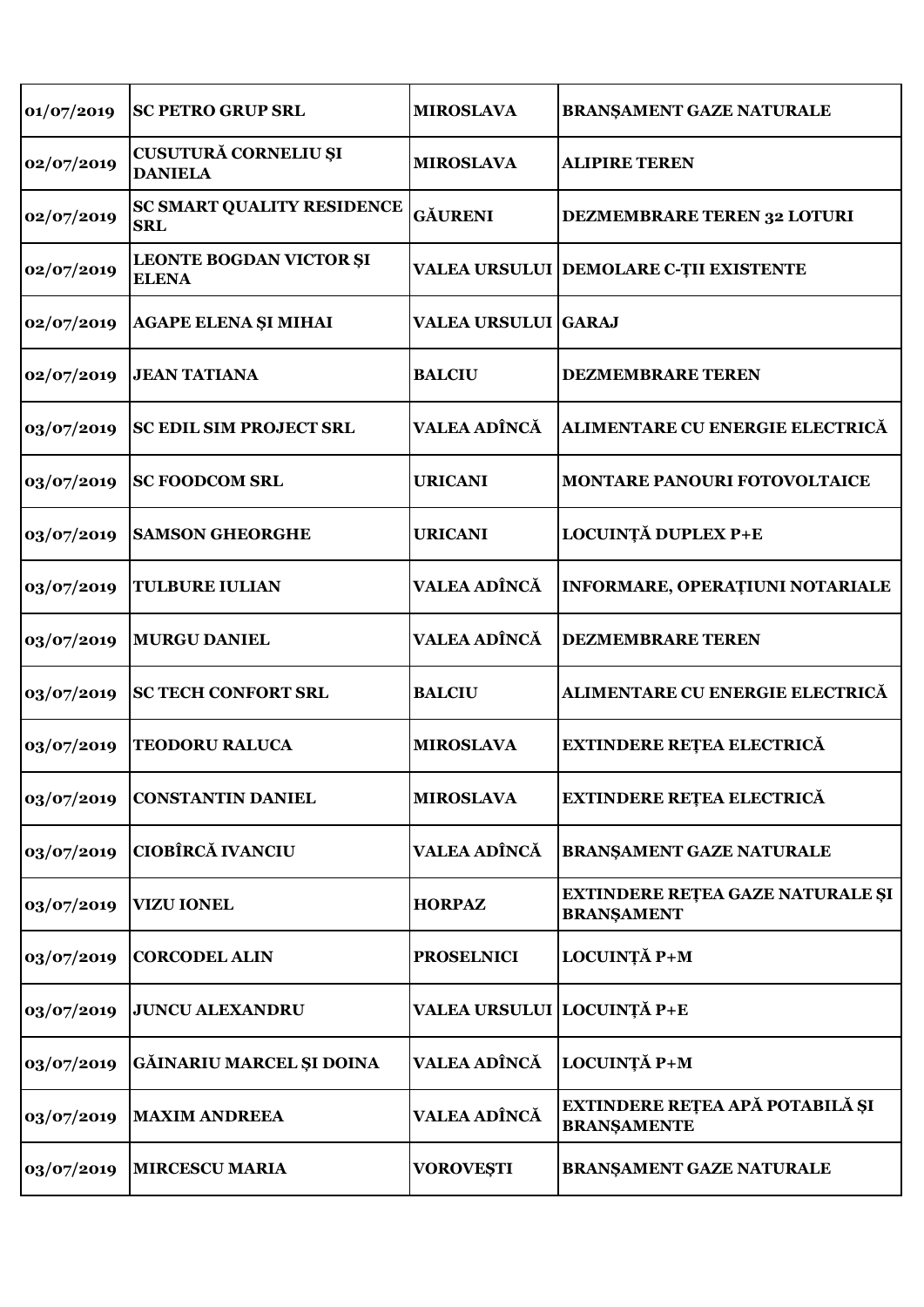| | | | |
|---|---|---|---|
| 01/07/2019 | SC PETRO GRUP SRL | MIROSLAVA | BRANŞAMENT GAZE NATURALE |
| 02/07/2019 | CUSUTURĂ CORNELIU ŞI DANIELA | MIROSLAVA | ALIPIRE TEREN |
| 02/07/2019 | SC SMART QUALITY RESIDENCE SRL | GĂURENI | DEZMEMBRARE TEREN 32 LOTURI |
| 02/07/2019 | LEONTE BOGDAN VICTOR ŞI ELENA | VALEA URSULUI | DEMOLARE C-ŢII EXISTENTE |
| 02/07/2019 | AGAPE ELENA ŞI MIHAI | VALEA URSULUI | GARAJ |
| 02/07/2019 | JEAN TATIANA | BALCIU | DEZMEMBRARE TEREN |
| 03/07/2019 | SC EDIL SIM PROJECT SRL | VALEA ADÎNCĂ | ALIMENTARE CU ENERGIE ELECTRICĂ |
| 03/07/2019 | SC FOODCOM SRL | URICANI | MONTARE PANOURI FOTOVOLTAICE |
| 03/07/2019 | SAMSON GHEORGHE | URICANI | LOCUINŢĂ DUPLEX P+E |
| 03/07/2019 | TULBURE IULIAN | VALEA ADÎNCĂ | INFORMARE, OPERAŢIUNI NOTARIALE |
| 03/07/2019 | MURGU DANIEL | VALEA ADÎNCĂ | DEZMEMBRARE TEREN |
| 03/07/2019 | SC TECH CONFORT SRL | BALCIU | ALIMENTARE CU ENERGIE ELECTRICĂ |
| 03/07/2019 | TEODORU RALUCA | MIROSLAVA | EXTINDERE REŢEA ELECTRICĂ |
| 03/07/2019 | CONSTANTIN DANIEL | MIROSLAVA | EXTINDERE REŢEA ELECTRICĂ |
| 03/07/2019 | CIOBÎRCĂ IVANCIU | VALEA ADÎNCĂ | BRANŞAMENT GAZE NATURALE |
| 03/07/2019 | VIZU IONEL | HORPAZ | EXTINDERE REŢEA GAZE NATURALE ŞI BRANŞAMENT |
| 03/07/2019 | CORCODEL ALIN | PROSELNICI | LOCUINŢĂ P+M |
| 03/07/2019 | JUNCU ALEXANDRU | VALEA URSULUI | LOCUINŢĂ P+E |
| 03/07/2019 | GĂINARIU MARCEL ŞI DOINA | VALEA ADÎNCĂ | LOCUINŢĂ P+M |
| 03/07/2019 | MAXIM ANDREEA | VALEA ADÎNCĂ | EXTINDERE REŢEA APĂ POTABILĂ ŞI BRANŞAMENTE |
| 03/07/2019 | MIRCESCU MARIA | VOROVEŞTI | BRANŞAMENT GAZE NATURALE |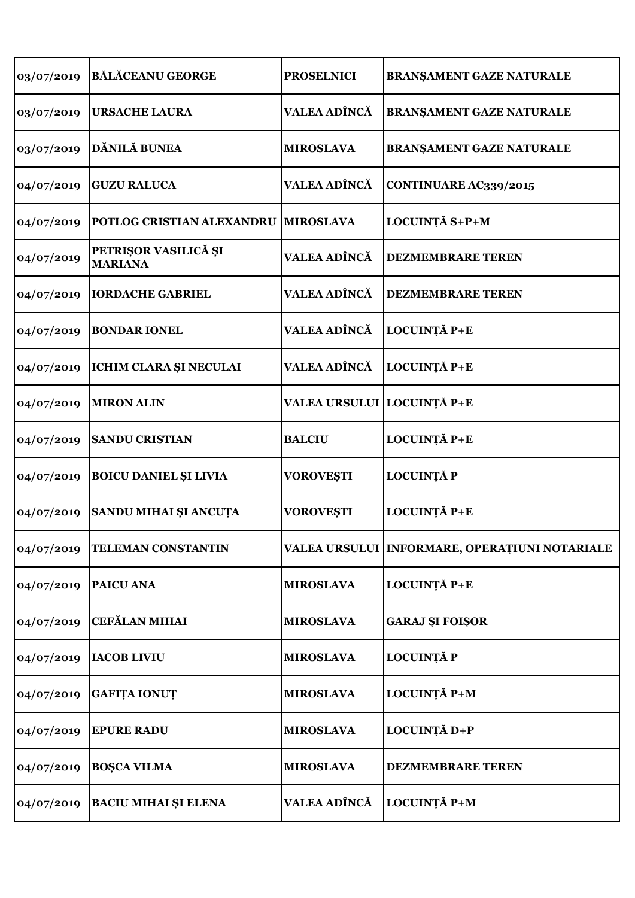| 03/07/2019 | BĂLĂCEANU GEORGE | PROSELNICI | BRANŞAMENT GAZE NATURALE |
|---|---|---|---|
| 03/07/2019 | URSACHE LAURA | VALEA ADÎNCĂ | BRANŞAMENT GAZE NATURALE |
| 03/07/2019 | DĂNILĂ BUNEA | MIROSLAVA | BRANŞAMENT GAZE NATURALE |
| 04/07/2019 | GUZU RALUCA | VALEA ADÎNCĂ | CONTINUARE AC339/2015 |
| 04/07/2019 | POTLOG CRISTIAN ALEXANDRU | MIROSLAVA | LOCUINȚĂ S+P+M |
| 04/07/2019 | PETRIŞOR VASILICĂ ŞI MARIANA | VALEA ADÎNCĂ | DEZMEMBRARE TEREN |
| 04/07/2019 | IORDACHE GABRIEL | VALEA ADÎNCĂ | DEZMEMBRARE TEREN |
| 04/07/2019 | BONDAR IONEL | VALEA ADÎNCĂ | LOCUINȚĂ P+E |
| 04/07/2019 | ICHIM CLARA ŞI NECULAI | VALEA ADÎNCĂ | LOCUINȚĂ P+E |
| 04/07/2019 | MIRON ALIN | VALEA URSULUI | LOCUINȚĂ P+E |
| 04/07/2019 | SANDU CRISTIAN | BALCIU | LOCUINȚĂ P+E |
| 04/07/2019 | BOICU DANIEL ŞI LIVIA | VOROVEŞTI | LOCUINȚĂ P |
| 04/07/2019 | SANDU MIHAI ŞI ANCUȚA | VOROVEŞTI | LOCUINȚĂ P+E |
| 04/07/2019 | TELEMAN CONSTANTIN | VALEA URSULUI | INFORMARE, OPERAȚIUNI NOTARIALE |
| 04/07/2019 | PAICU ANA | MIROSLAVA | LOCUINȚĂ P+E |
| 04/07/2019 | CEFĂLAN MIHAI | MIROSLAVA | GARAJ ŞI FOIŞOR |
| 04/07/2019 | IACOB LIVIU | MIROSLAVA | LOCUINȚĂ P |
| 04/07/2019 | GAFIȚA IONUȚ | MIROSLAVA | LOCUINȚĂ P+M |
| 04/07/2019 | EPURE RADU | MIROSLAVA | LOCUINȚĂ D+P |
| 04/07/2019 | BOŞCA VILMA | MIROSLAVA | DEZMEMBRARE TEREN |
| 04/07/2019 | BACIU MIHAI ŞI ELENA | VALEA ADÎNCĂ | LOCUINȚĂ P+M |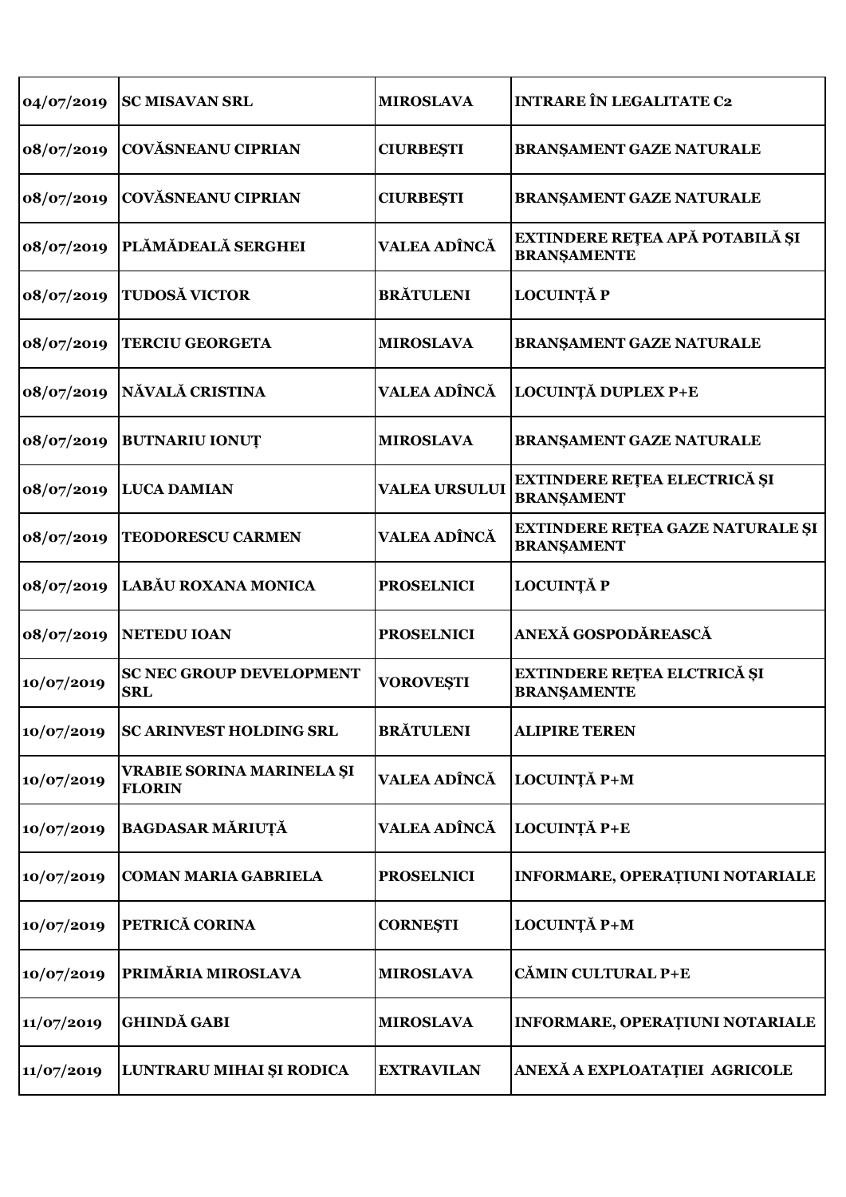| 04/07/2019 | SC MISAVAN SRL | MIROSLAVA | INTRARE ÎN LEGALITATE C2 |
|---|---|---|---|
| 08/07/2019 | COVĂSNEANU CIPRIAN | CIURBEŞTI | BRANŞAMENT GAZE NATURALE |
| 08/07/2019 | COVĂSNEANU CIPRIAN | CIURBEŞTI | BRANŞAMENT GAZE NATURALE |
| 08/07/2019 | PLĂMĂDEALĂ SERGHEI | VALEA ADÎNCĂ | EXTINDERE REŢEA APĂ POTABILĂ ŞI BRANŞAMENTE |
| 08/07/2019 | TUDOSĂ VICTOR | BRĂTULENI | LOCUINŢĂ P |
| 08/07/2019 | TERCIU GEORGETA | MIROSLAVA | BRANŞAMENT GAZE NATURALE |
| 08/07/2019 | NĂVALĂ CRISTINA | VALEA ADÎNCĂ | LOCUINŢĂ DUPLEX P+E |
| 08/07/2019 | BUTNARIU IONUŢ | MIROSLAVA | BRANŞAMENT GAZE NATURALE |
| 08/07/2019 | LUCA DAMIAN | VALEA URSULUI | EXTINDERE REŢEA ELECTRICĂ ŞI BRANŞAMENT |
| 08/07/2019 | TEODORESCU CARMEN | VALEA ADÎNCĂ | EXTINDERE REŢEA GAZE NATURALE ŞI BRANŞAMENT |
| 08/07/2019 | LABĂU ROXANA MONICA | PROSELNICI | LOCUINŢĂ P |
| 08/07/2019 | NETEDU IOAN | PROSELNICI | ANEXĂ GOSPODĂREASCĂ |
| 10/07/2019 | SC NEC GROUP DEVELOPMENT SRL | VOROVEŞTI | EXTINDERE REŢEA ELCTRICĂ ŞI BRANŞAMENTE |
| 10/07/2019 | SC ARINVEST HOLDING SRL | BRĂTULENI | ALIPIRE TEREN |
| 10/07/2019 | VRABIE SORINA MARINELA ŞI FLORIN | VALEA ADÎNCĂ | LOCUINŢĂ P+M |
| 10/07/2019 | BAGDASAR MĂRIUŢĂ | VALEA ADÎNCĂ | LOCUINŢĂ P+E |
| 10/07/2019 | COMAN MARIA GABRIELA | PROSELNICI | INFORMARE, OPERAŢIUNI NOTARIALE |
| 10/07/2019 | PETRICĂ CORINA | CORNEŞTI | LOCUINŢĂ P+M |
| 10/07/2019 | PRIMĂRIA MIROSLAVA | MIROSLAVA | CĂMIN CULTURAL P+E |
| 11/07/2019 | GHINDĂ GABI | MIROSLAVA | INFORMARE, OPERAŢIUNI NOTARIALE |
| 11/07/2019 | LUNTRARU MIHAI ŞI RODICA | EXTRAVILAN | ANEXĂ A EXPLOATAŢIEI AGRICOLE |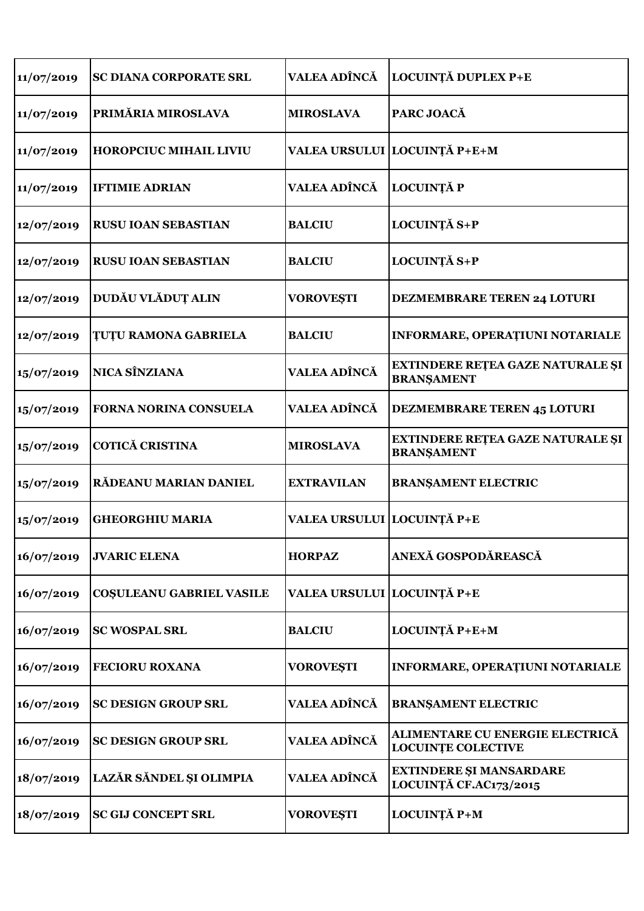| 11/07/2019 | SC DIANA CORPORATE SRL | VALEA ADÎNCĂ | LOCUINȚĂ DUPLEX P+E |
|---|---|---|---|
| 11/07/2019 | PRIMĂRIA MIROSLAVA | MIROSLAVA | PARC JOACĂ |
| 11/07/2019 | HOROPCIUC MIHAIL LIVIU | VALEA URSULUI | LOCUINȚĂ P+E+M |
| 11/07/2019 | IFTIMIE ADRIAN | VALEA ADÎNCĂ | LOCUINȚĂ P |
| 12/07/2019 | RUSU IOAN SEBASTIAN | BALCIU | LOCUINȚĂ S+P |
| 12/07/2019 | RUSU IOAN SEBASTIAN | BALCIU | LOCUINȚĂ S+P |
| 12/07/2019 | DUDĂU VLĂDUȚ ALIN | VOROVEȘTI | DEZMEMBRARE TEREN 24 LOTURI |
| 12/07/2019 | ȚUȚU RAMONA GABRIELA | BALCIU | INFORMARE, OPERAȚIUNI NOTARIALE |
| 15/07/2019 | NICA SÎNZIANA | VALEA ADÎNCĂ | EXTINDERE REȚEA GAZE NATURALE ȘI BRANȘAMENT |
| 15/07/2019 | FORNA NORINA CONSUELA | VALEA ADÎNCĂ | DEZMEMBRARE TEREN 45 LOTURI |
| 15/07/2019 | COTICĂ CRISTINA | MIROSLAVA | EXTINDERE REȚEA GAZE NATURALE ȘI BRANȘAMENT |
| 15/07/2019 | RĂDEANU MARIAN DANIEL | EXTRAVILAN | BRANȘAMENT ELECTRIC |
| 15/07/2019 | GHEORGHIU MARIA | VALEA URSULUI | LOCUINȚĂ P+E |
| 16/07/2019 | JVARIC ELENA | HORPAZ | ANEXĂ GOSPODĂREASCĂ |
| 16/07/2019 | COȘULEANU GABRIEL VASILE | VALEA URSULUI | LOCUINȚĂ P+E |
| 16/07/2019 | SC WOSPAL SRL | BALCIU | LOCUINȚĂ P+E+M |
| 16/07/2019 | FECIORU ROXANA | VOROVEȘTI | INFORMARE, OPERAȚIUNI NOTARIALE |
| 16/07/2019 | SC DESIGN GROUP SRL | VALEA ADÎNCĂ | BRANȘAMENT ELECTRIC |
| 16/07/2019 | SC DESIGN GROUP SRL | VALEA ADÎNCĂ | ALIMENTARE CU ENERGIE ELECTRICĂ LOCUINȚE COLECTIVE |
| 18/07/2019 | LAZĂR SĂNDEL ȘI OLIMPIA | VALEA ADÎNCĂ | EXTINDERE ȘI MANSARDARE LOCUINȚĂ CF.AC173/2015 |
| 18/07/2019 | SC GIJ CONCEPT SRL | VOROVEȘTI | LOCUINȚĂ P+M |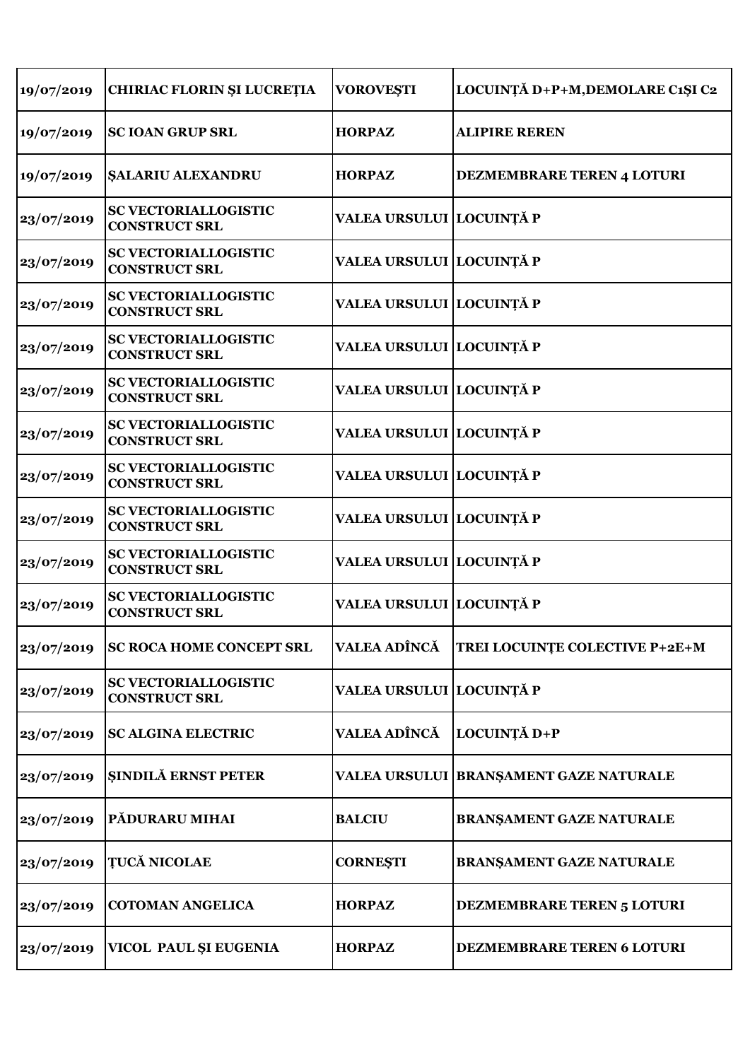| 19/07/2019 | CHIRIAC FLORIN ŞI LUCREȚIA | VOROVEŞTI | LOCUINȚĂ D+P+M,DEMOLARE C1ŞI C2 |
|---|---|---|---|
| 19/07/2019 | SC IOAN GRUP SRL | HORPAZ | ALIPIRE REREN |
| 19/07/2019 | ŞALARIU ALEXANDRU | HORPAZ | DEZMEMBRARE TEREN 4 LOTURI |
| 23/07/2019 | SC VECTORIALLOGISTIC CONSTRUCT SRL | VALEA URSULUI | LOCUINȚĂ P |
| 23/07/2019 | SC VECTORIALLOGISTIC CONSTRUCT SRL | VALEA URSULUI | LOCUINȚĂ P |
| 23/07/2019 | SC VECTORIALLOGISTIC CONSTRUCT SRL | VALEA URSULUI | LOCUINȚĂ P |
| 23/07/2019 | SC VECTORIALLOGISTIC CONSTRUCT SRL | VALEA URSULUI | LOCUINȚĂ P |
| 23/07/2019 | SC VECTORIALLOGISTIC CONSTRUCT SRL | VALEA URSULUI | LOCUINȚĂ P |
| 23/07/2019 | SC VECTORIALLOGISTIC CONSTRUCT SRL | VALEA URSULUI | LOCUINȚĂ P |
| 23/07/2019 | SC VECTORIALLOGISTIC CONSTRUCT SRL | VALEA URSULUI | LOCUINȚĂ P |
| 23/07/2019 | SC VECTORIALLOGISTIC CONSTRUCT SRL | VALEA URSULUI | LOCUINȚĂ P |
| 23/07/2019 | SC VECTORIALLOGISTIC CONSTRUCT SRL | VALEA URSULUI | LOCUINȚĂ P |
| 23/07/2019 | SC VECTORIALLOGISTIC CONSTRUCT SRL | VALEA URSULUI | LOCUINȚĂ P |
| 23/07/2019 | SC ROCA HOME CONCEPT SRL | VALEA ADÎNCĂ | TREI LOCUINȚE COLECTIVE P+2E+M |
| 23/07/2019 | SC VECTORIALLOGISTIC CONSTRUCT SRL | VALEA URSULUI | LOCUINȚĂ P |
| 23/07/2019 | SC ALGINA ELECTRIC | VALEA ADÎNCĂ | LOCUINȚĂ D+P |
| 23/07/2019 | ŞINDILĂ ERNST PETER | VALEA URSULUI | BRANŞAMENT GAZE NATURALE |
| 23/07/2019 | PĂDURARU MIHAI | BALCIU | BRANŞAMENT GAZE NATURALE |
| 23/07/2019 | ȚUCĂ NICOLAE | CORNEŞTI | BRANŞAMENT GAZE NATURALE |
| 23/07/2019 | COTOMAN ANGELICA | HORPAZ | DEZMEMBRARE TEREN 5 LOTURI |
| 23/07/2019 | VICOL PAUL ŞI EUGENIA | HORPAZ | DEZMEMBRARE TEREN 6 LOTURI |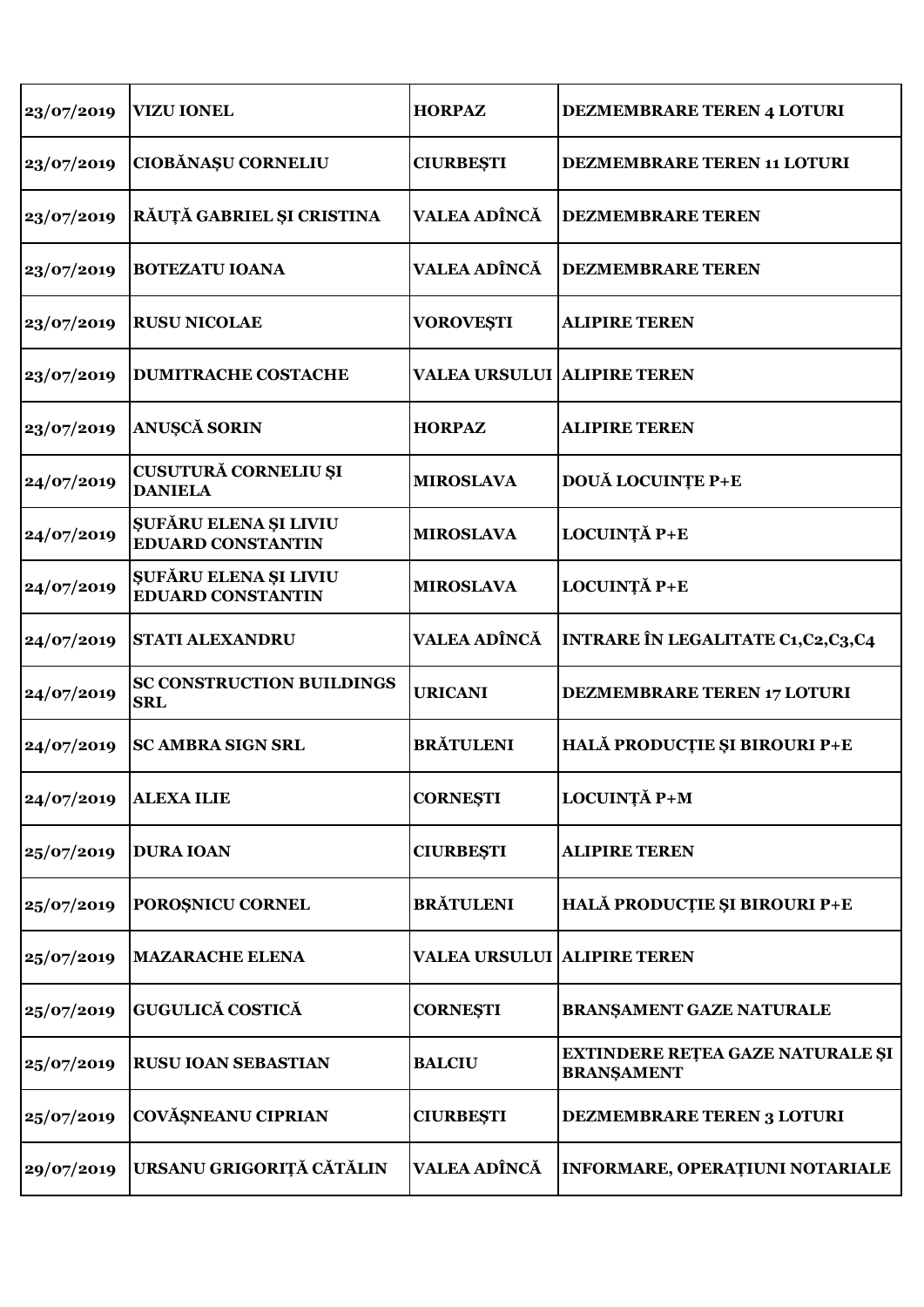| | | | |
|---|---|---|---|
| **23/07/2019** | **VIZU IONEL** | **HORPAZ** | **DEZMEMBRARE TEREN 4 LOTURI** |
| **23/07/2019** | **CIOBĂNAŞU CORNELIU** | **CIURBEŞTI** | **DEZMEMBRARE TEREN 11 LOTURI** |
| **23/07/2019** | **RĂUŢĂ GABRIEL ŞI CRISTINA** | **VALEA ADÎNCĂ** | **DEZMEMBRARE TEREN** |
| **23/07/2019** | **BOTEZATU IOANA** | **VALEA ADÎNCĂ** | **DEZMEMBRARE TEREN** |
| **23/07/2019** | **RUSU NICOLAE** | **VOROVEŞTI** | **ALIPIRE TEREN** |
| **23/07/2019** | **DUMITRACHE COSTACHE** | **VALEA URSULUI** | **ALIPIRE TEREN** |
| **23/07/2019** | **ANUŞCĂ SORIN** | **HORPAZ** | **ALIPIRE TEREN** |
| **24/07/2019** | **CUSUTURĂ CORNELIU ŞI DANIELA** | **MIROSLAVA** | **DOUĂ LOCUINŢE P+E** |
| **24/07/2019** | **ŞUFĂRU ELENA ŞI LIVIU EDUARD CONSTANTIN** | **MIROSLAVA** | **LOCUINŢĂ P+E** |
| **24/07/2019** | **ŞUFĂRU ELENA ŞI LIVIU EDUARD CONSTANTIN** | **MIROSLAVA** | **LOCUINŢĂ P+E** |
| **24/07/2019** | **STATI ALEXANDRU** | **VALEA ADÎNCĂ** | **INTRARE ÎN LEGALITATE C1,C2,C3,C4** |
| **24/07/2019** | **SC CONSTRUCTION BUILDINGS SRL** | **URICANI** | **DEZMEMBRARE TEREN 17 LOTURI** |
| **24/07/2019** | **SC AMBRA SIGN SRL** | **BRĂTULENI** | **HALĂ PRODUCŢIE ŞI BIROURI P+E** |
| **24/07/2019** | **ALEXA ILIE** | **CORNEŞTI** | **LOCUINŢĂ P+M** |
| **25/07/2019** | **DURA IOAN** | **CIURBEŞTI** | **ALIPIRE TEREN** |
| **25/07/2019** | **POROŞNICU CORNEL** | **BRĂTULENI** | **HALĂ PRODUCŢIE ŞI BIROURI P+E** |
| **25/07/2019** | **MAZARACHE ELENA** | **VALEA URSULUI** | **ALIPIRE TEREN** |
| **25/07/2019** | **GUGULICĂ COSTICĂ** | **CORNEŞTI** | **BRANŞAMENT GAZE NATURALE** |
| **25/07/2019** | **RUSU IOAN SEBASTIAN** | **BALCIU** | **EXTINDERE REŢEA GAZE NATURALE ŞI BRANŞAMENT** |
| **25/07/2019** | **COVĂŞNEANU CIPRIAN** | **CIURBEŞTI** | **DEZMEMBRARE TEREN 3 LOTURI** |
| **29/07/2019** | **URSANU GRIGORIŢĂ CĂTĂLIN** | **VALEA ADÎNCĂ** | **INFORMARE, OPERAŢIUNI NOTARIALE** |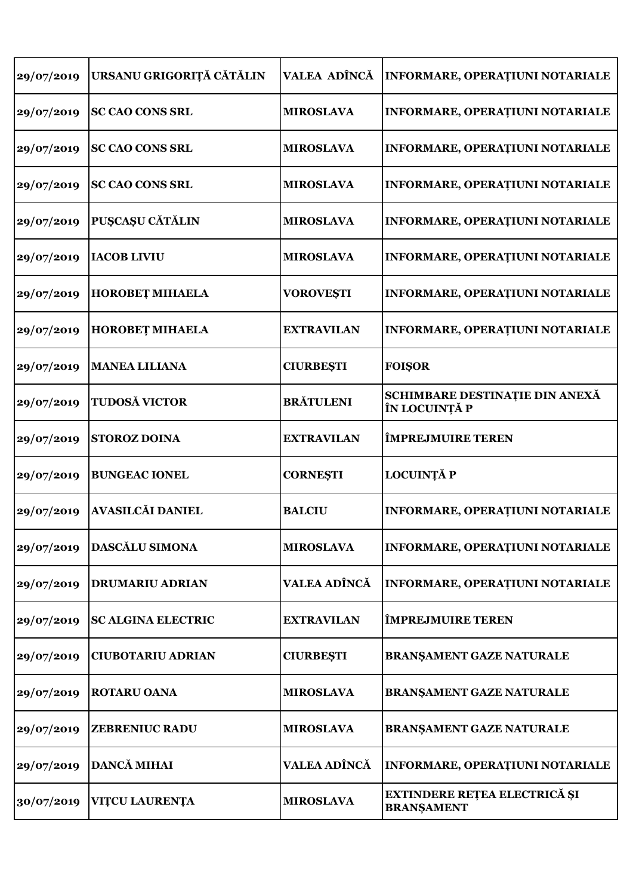| 29/07/2019 | URSANU GRIGORIȚĂ CĂTĂLIN | VALEA ADÎNCĂ | INFORMARE, OPERAȚIUNI NOTARIALE |
|---|---|---|---|
| 29/07/2019 | SC CAO CONS SRL | MIROSLAVA | INFORMARE, OPERAȚIUNI NOTARIALE |
| 29/07/2019 | SC CAO CONS SRL | MIROSLAVA | INFORMARE, OPERAȚIUNI NOTARIALE |
| 29/07/2019 | SC CAO CONS SRL | MIROSLAVA | INFORMARE, OPERAȚIUNI NOTARIALE |
| 29/07/2019 | PUȘCAȘU CĂTĂLIN | MIROSLAVA | INFORMARE, OPERAȚIUNI NOTARIALE |
| 29/07/2019 | IACOB LIVIU | MIROSLAVA | INFORMARE, OPERAȚIUNI NOTARIALE |
| 29/07/2019 | HOROBEȚ MIHAELA | VOROVEȘTI | INFORMARE, OPERAȚIUNI NOTARIALE |
| 29/07/2019 | HOROBEȚ MIHAELA | EXTRAVILAN | INFORMARE, OPERAȚIUNI NOTARIALE |
| 29/07/2019 | MANEA LILIANA | CIURBEȘTI | FOIȘOR |
| 29/07/2019 | TUDOSĂ VICTOR | BRĂTULENI | SCHIMBARE DESTINAȚIE DIN ANEXĂ ÎN LOCUINȚĂ P |
| 29/07/2019 | STOROZ DOINA | EXTRAVILAN | ÎMPREJMUIRE TEREN |
| 29/07/2019 | BUNGEAC IONEL | CORNEȘTI | LOCUINȚĂ P |
| 29/07/2019 | AVASILCĂI DANIEL | BALCIU | INFORMARE, OPERAȚIUNI NOTARIALE |
| 29/07/2019 | DASCĂLU SIMONA | MIROSLAVA | INFORMARE, OPERAȚIUNI NOTARIALE |
| 29/07/2019 | DRUMARIU ADRIAN | VALEA ADÎNCĂ | INFORMARE, OPERAȚIUNI NOTARIALE |
| 29/07/2019 | SC ALGINA ELECTRIC | EXTRAVILAN | ÎMPREJMUIRE TEREN |
| 29/07/2019 | CIUBOTARIU ADRIAN | CIURBEȘTI | BRANȘAMENT GAZE NATURALE |
| 29/07/2019 | ROTARU OANA | MIROSLAVA | BRANȘAMENT GAZE NATURALE |
| 29/07/2019 | ZEBRENIUC RADU | MIROSLAVA | BRANȘAMENT GAZE NATURALE |
| 29/07/2019 | DANCĂ MIHAI | VALEA ADÎNCĂ | INFORMARE, OPERAȚIUNI NOTARIALE |
| 30/07/2019 | VIȚCU LAURENȚA | MIROSLAVA | EXTINDERE REȚEA ELECTRICĂ ȘI BRANȘAMENT |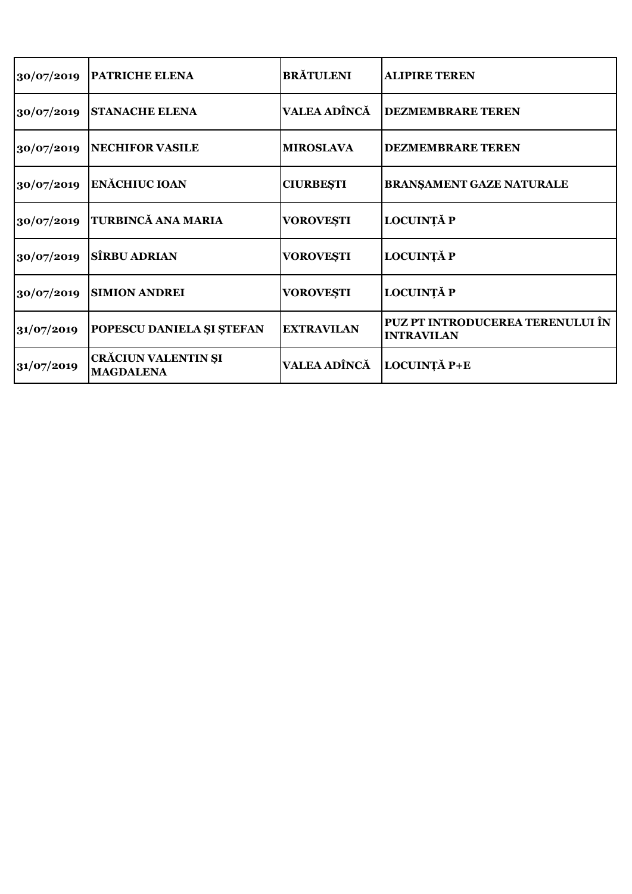| | | | |
|---|---|---|---|
| **30/07/2019** | **PATRICHE ELENA** | **BRĂTULENI** | **ALIPIRE TEREN** |
| **30/07/2019** | **STANACHE ELENA** | **VALEA ADÎNCĂ** | **DEZMEMBRARE TEREN** |
| **30/07/2019** | **NECHIFOR VASILE** | **MIROSLAVA** | **DEZMEMBRARE TEREN** |
| **30/07/2019** | **ENĂCHIUC IOAN** | **CIURBEȘTI** | **BRANȘAMENT GAZE NATURALE** |
| **30/07/2019** | **TURBINCĂ ANA MARIA** | **VOROVEȘTI** | **LOCUINȚĂ P** |
| **30/07/2019** | **SÎRBU ADRIAN** | **VOROVEȘTI** | **LOCUINȚĂ P** |
| **30/07/2019** | **SIMION ANDREI** | **VOROVEȘTI** | **LOCUINȚĂ P** |
| **31/07/2019** | **POPESCU DANIELA ȘI ȘTEFAN** | **EXTRAVILAN** | **PUZ PT INTRODUCEREA TERENULUI ÎN INTRAVILAN** |
| **31/07/2019** | **CRĂCIUN VALENTIN ȘI MAGDALENA** | **VALEA ADÎNCĂ** | **LOCUINȚĂ P+E** |